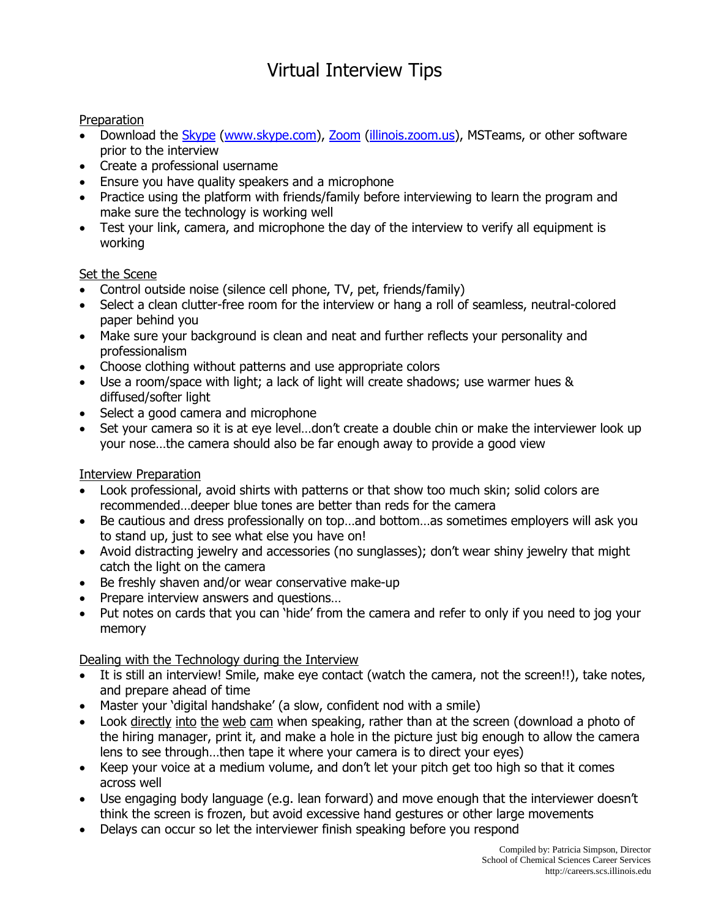# Virtual Interview Tips

## Preparation

- Download the [Skype](www.skype.com) ([www.skype.com](www.skype.com)), [Zoom](illinois.zoom.us) ([illinois.zoom.us](illinois.zoom.us)), MSTeams, or other software prior to the interview
- Create a professional username
- Ensure you have quality speakers and a microphone
- Practice using the platform with friends/family before interviewing to learn the program and make sure the technology is working well
- Test your link, camera, and microphone the day of the interview to verify all equipment is working

## Set the Scene

- Control outside noise (silence cell phone, TV, pet, friends/family)
- Select a clean clutter-free room for the interview or hang a roll of seamless, neutral-colored paper behind you
- Make sure your background is clean and neat and further reflects your personality and professionalism
- Choose clothing without patterns and use appropriate colors
- Use a room/space with light; a lack of light will create shadows; use warmer hues & diffused/softer light
- Select a good camera and microphone
- Set your camera so it is at eye level…don't create a double chin or make the interviewer look up your nose…the camera should also be far enough away to provide a good view

## Interview Preparation

- Look professional, avoid shirts with patterns or that show too much skin; solid colors are recommended…deeper blue tones are better than reds for the camera
- Be cautious and dress professionally on top…and bottom…as sometimes employers will ask you to stand up, just to see what else you have on!
- Avoid distracting jewelry and accessories (no sunglasses); don't wear shiny jewelry that might catch the light on the camera
- Be freshly shaven and/or wear conservative make-up
- Prepare interview answers and questions…
- Put notes on cards that you can 'hide' from the camera and refer to only if you need to jog your memory

## Dealing with the Technology during the Interview

- It is still an interview! Smile, make eye contact (watch the camera, not the screen!!), take notes, and prepare ahead of time
- Master your 'digital handshake' (a slow, confident nod with a smile)
- Look directly into the web cam when speaking, rather than at the screen (download a photo of the hiring manager, print it, and make a hole in the picture just big enough to allow the camera lens to see through…then tape it where your camera is to direct your eyes)
- Keep your voice at a medium volume, and don't let your pitch get too high so that it comes across well
- Use engaging body language (e.g. lean forward) and move enough that the interviewer doesn't think the screen is frozen, but avoid excessive hand gestures or other large movements
- Delays can occur so let the interviewer finish speaking before you respond

Compiled by: Patricia Simpson, Director
School of Chemical Sciences Career Services
http://careers.scs.illinois.edu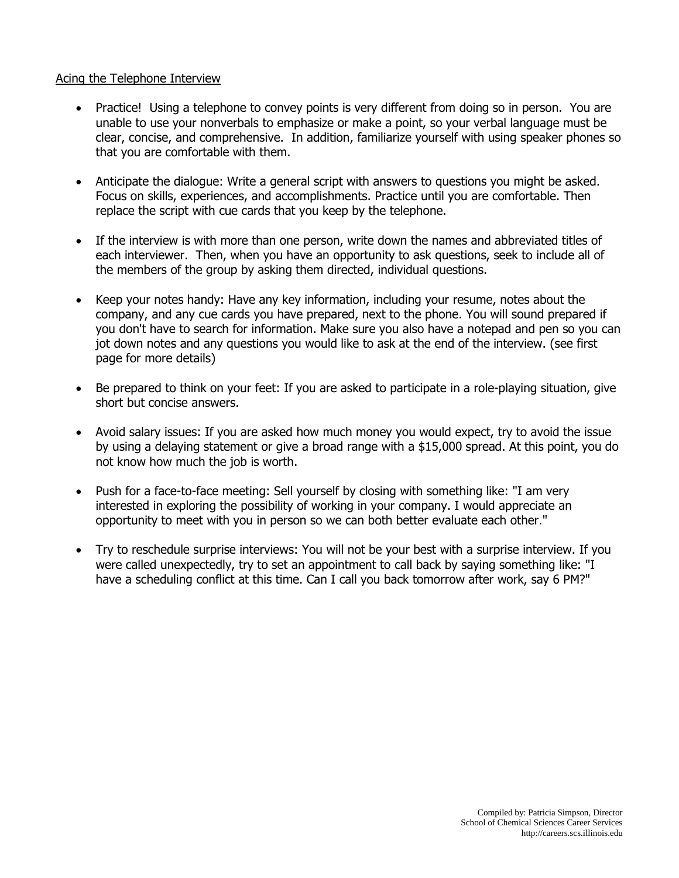## Acing the Telephone Interview

- Practice! Using a telephone to convey points is very different from doing so in person. You are unable to use your nonverbals to emphasize or make a point, so your verbal language must be clear, concise, and comprehensive. In addition, familiarize yourself with using speaker phones so that you are comfortable with them.

- Anticipate the dialogue: Write a general script with answers to questions you might be asked. Focus on skills, experiences, and accomplishments. Practice until you are comfortable. Then replace the script with cue cards that you keep by the telephone.

- If the interview is with more than one person, write down the names and abbreviated titles of each interviewer. Then, when you have an opportunity to ask questions, seek to include all of the members of the group by asking them directed, individual questions.

- Keep your notes handy: Have any key information, including your resume, notes about the company, and any cue cards you have prepared, next to the phone. You will sound prepared if you don't have to search for information. Make sure you also have a notepad and pen so you can jot down notes and any questions you would like to ask at the end of the interview. (see first page for more details)

- Be prepared to think on your feet: If you are asked to participate in a role-playing situation, give short but concise answers.

- Avoid salary issues: If you are asked how much money you would expect, try to avoid the issue by using a delaying statement or give a broad range with a $15,000 spread. At this point, you do not know how much the job is worth.

- Push for a face-to-face meeting: Sell yourself by closing with something like: "I am very interested in exploring the possibility of working in your company. I would appreciate an opportunity to meet with you in person so we can both better evaluate each other."

- Try to reschedule surprise interviews: You will not be your best with a surprise interview. If you were called unexpectedly, try to set an appointment to call back by saying something like: "I have a scheduling conflict at this time. Can I call you back tomorrow after work, say 6 PM?"

Compiled by: Patricia Simpson, Director
School of Chemical Sciences Career Services
http://careers.scs.illinois.edu